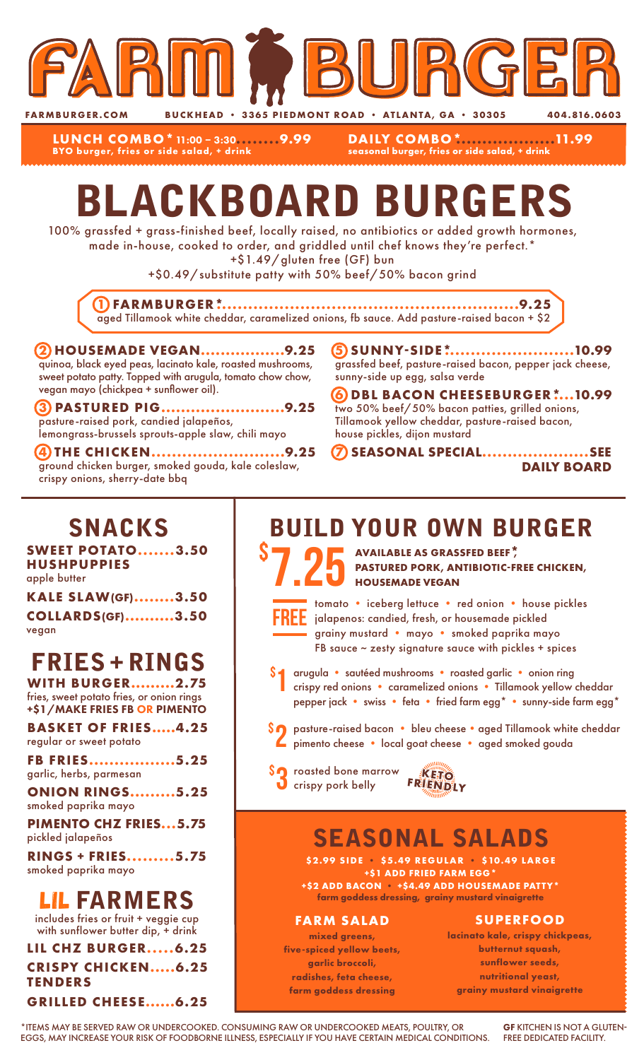# FARM BURGER

FARMBURGER.COM BUCKHEAD • 3365 PIEDMONT ROAD • ATLANTA, GA • 30305 404.816.0603

**LUNCH COMBO* 11:00 – 3:30........9.99**
BYO burger, fries or side salad, + drink

**DAILY COMBO*..................11.99**
seasonal burger, fries or side salad, + drink

# BLACKBOARD BURGERS

100% grassfed + grass-finished beef, locally raised, no antibiotics or added growth hormones, made in-house, cooked to order, and griddled until chef knows they're perfect.*
+$1.49/gluten free (GF) bun
+$0.49/substitute patty with 50% beef/50% bacon grind

**1 FARMBURGER*..........................................................9.25**
aged Tillamook white cheddar, caramelized onions, fb sauce. Add pasture-raised bacon + $2

**2 HOUSEMADE VEGAN.................9.25**
quinoa, black eyed peas, lacinato kale, roasted mushrooms, sweet potato patty. Topped with arugula, tomato chow chow, vegan mayo (chickpea + sunflower oil).

**3 PASTURED PIG.........................9.25**
pasture-raised pork, candied jalapeños, lemongrass-brussels sprouts-apple slaw, chili mayo

**4 THE CHICKEN..........................9.25**
ground chicken burger, smoked gouda, kale coleslaw, crispy onions, sherry-date bbq

**5 SUNNY-SIDE*........................10.99**
grassfed beef, pasture-raised bacon, pepper jack cheese, sunny-side up egg, salsa verde

**6 DBL BACON CHEESEBURGER*...10.99**
two 50% beef/50% bacon patties, grilled onions, Tillamook yellow cheddar, pasture-raised bacon, house pickles, dijon mustard

**7 SEASONAL SPECIAL.....................SEE DAILY BOARD**

## SNACKS

**SWEET POTATO HUSHPUPPIES.......3.50**
apple butter

**KALE SLAW(GF)........3.50**

**COLLARDS(GF)..........3.50**
vegan

## FRIES + RINGS

**WITH BURGER.........2.75**
fries, sweet potato fries, or onion rings
**+$1/MAKE FRIES FB OR PIMENTO**

**BASKET OF FRIES.....4.25**
regular or sweet potato

**FB FRIES.................5.25**
garlic, herbs, parmesan

**ONION RINGS.........5.25**
smoked paprika mayo

**PIMENTO CHZ FRIES...5.75**
pickled jalapeños

**RINGS + FRIES.........5.75**
smoked paprika mayo

## LIL FARMERS

includes fries or fruit + veggie cup with sunflower butter dip, + drink

**LIL CHZ BURGER.....6.25**

**CRISPY CHICKEN TENDERS.....6.25**

**GRILLED CHEESE......6.25**

## BUILD YOUR OWN BURGER

**$7.25** **AVAILABLE AS GRASSFED BEEF*, PASTURED PORK, ANTIBIOTIC-FREE CHICKEN, HOUSEMADE VEGAN**

**FREE** tomato • iceberg lettuce • red onion • house pickles
jalapenos: candied, fresh, or housemade pickled
grainy mustard • mayo • smoked paprika mayo
FB sauce ~ zesty signature sauce with pickles + spices

**$1** arugula • sautéed mushrooms • roasted garlic • onion ring
crispy red onions • caramelized onions • Tillamook yellow cheddar
pepper jack • swiss • feta • fried farm egg* • sunny-side farm egg*

**$2** pasture-raised bacon • bleu cheese • aged Tillamook white cheddar
pimento cheese • local goat cheese • aged smoked gouda

**$3** roasted bone marrow
crispy pork belly

KETO FRIENDLY

## SEASONAL SALADS

**$2.99 SIDE • $5.49 REGULAR • $10.49 LARGE**
**+$1 ADD FRIED FARM EGG***
**+$2 ADD BACON • +$4.49 ADD HOUSEMADE PATTY***
farm goddess dressing, grainy mustard vinaigrette

**FARM SALAD**
mixed greens, five-spiced yellow beets, garlic broccoli, radishes, feta cheese, farm goddess dressing

**SUPERFOOD**
lacinato kale, crispy chickpeas, butternut squash, sunflower seeds, nutritional yeast, grainy mustard vinaigrette

*ITEMS MAY BE SERVED RAW OR UNDERCOOKED. CONSUMING RAW OR UNDERCOOKED MEATS, POULTRY, OR EGGS, MAY INCREASE YOUR RISK OF FOODBORNE ILLNESS, ESPECIALLY IF YOU HAVE CERTAIN MEDICAL CONDITIONS.

**GF** KITCHEN IS NOT A GLUTEN-FREE DEDICATED FACILITY.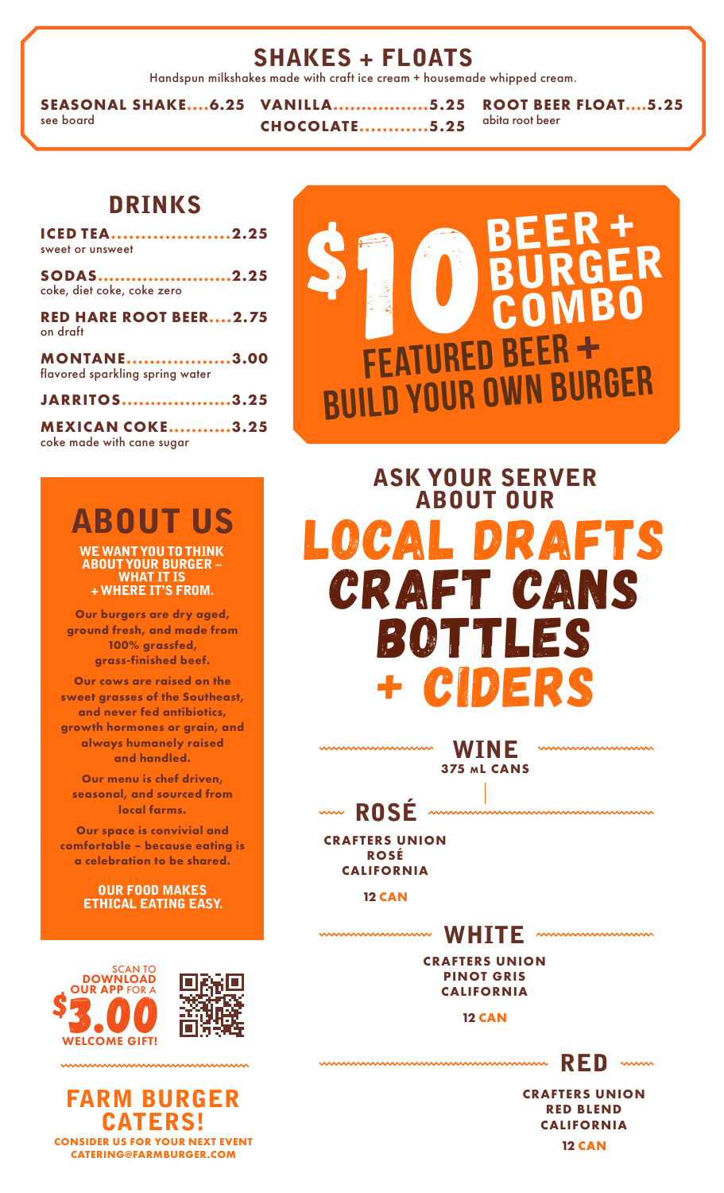## SHAKES + FLOATS

Handspun milkshakes made with craft ice cream + housemade whipped cream.

**SEASONAL SHAKE....6.25**
see board

**VANILLA.................5.25**

**CHOCOLATE............5.25**

**ROOT BEER FLOAT....5.25**
abita root beer

## DRINKS

**ICED TEA.....................2.25**
sweet or unsweet

**SODAS........................2.25**
coke, diet coke, coke zero

**RED HARE ROOT BEER....2.75**
on draft

**MONTANE..................3.00**
flavored sparkling spring water

**JARRITOS...................3.25**

**MEXICAN COKE...........3.25**
coke made with cane sugar

## ABOUT US

**WE WANT YOU TO THINK ABOUT YOUR BURGER – WHAT IT IS + WHERE IT'S FROM.**

Our burgers are dry aged, ground fresh, and made from 100% grassfed, grass-finished beef.

Our cows are raised on the sweet grasses of the Southeast, and never fed antibiotics, growth hormones or grain, and always humanely raised and handled.

Our menu is chef driven, seasonal, and sourced from local farms.

Our space is convivial and comfortable – because eating is a celebration to be shared.

**OUR FOOD MAKES ETHICAL EATING EASY.**

SCAN TO **DOWNLOAD OUR APP** FOR A **$3.00 WELCOME GIFT!**

## FARM BURGER CATERS!

**CONSIDER US FOR YOUR NEXT EVENT**
**CATERING@FARMBURGER.COM**

# $10 BEER + BURGER COMBO

FEATURED BEER + BUILD YOUR OWN BURGER

**ASK YOUR SERVER ABOUT OUR**

# LOCAL DRAFTS CRAFT CANS BOTTLES + CIDERS

## WINE

**375 mL CANS**

### ROSÉ

**CRAFTERS UNION ROSÉ CALIFORNIA**

12 CAN

### WHITE

**CRAFTERS UNION PINOT GRIS CALIFORNIA**

12 CAN

### RED

**CRAFTERS UNION RED BLEND CALIFORNIA**

12 CAN